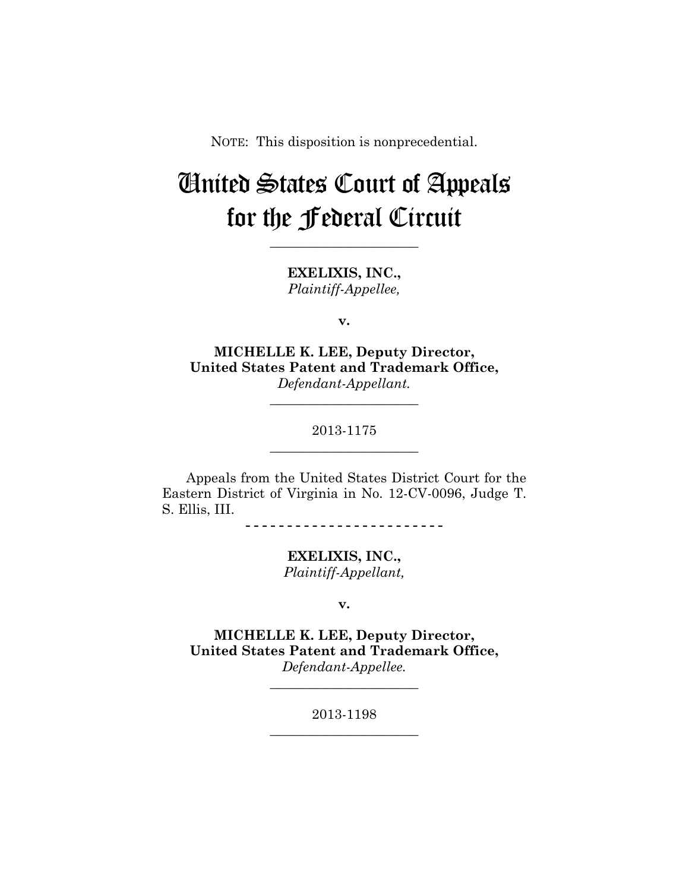NOTE: This disposition is nonprecedential.

# United States Court of Appeals for the Federal Circuit

______________________

**EXELIXIS, INC.,**
*Plaintiff-Appellee,*

**v.**

**MICHELLE K. LEE, Deputy Director, United States Patent and Trademark Office,**
*Defendant-Appellant.*

______________________

2013-1175

______________________

Appeals from the United States District Court for the Eastern District of Virginia in No. 12-CV-0096, Judge T. S. Ellis, III.

- - - - - - - - - - - - - - - - - - - - - - - -

**EXELIXIS, INC.,**
*Plaintiff-Appellant,*

**v.**

**MICHELLE K. LEE, Deputy Director, United States Patent and Trademark Office,**
*Defendant-Appellee.*

______________________

2013-1198

______________________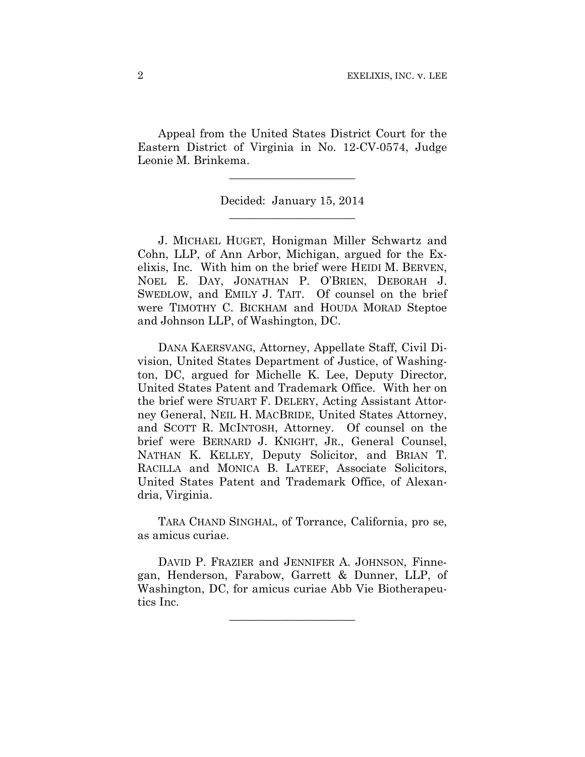Appeal from the United States District Court for the Eastern District of Virginia in No. 12-CV-0574, Judge Leonie M. Brinkema.

---

Decided: January 15, 2014

---

J. MICHAEL HUGET, Honigman Miller Schwartz and Cohn, LLP, of Ann Arbor, Michigan, argued for the Exelixis, Inc. With him on the brief were HEIDI M. BERVEN, NOEL E. DAY, JONATHAN P. O'BRIEN, DEBORAH J. SWEDLOW, and EMILY J. TAIT. Of counsel on the brief were TIMOTHY C. BICKHAM and HOUDA MORAD Steptoe and Johnson LLP, of Washington, DC.

DANA KAERSVANG, Attorney, Appellate Staff, Civil Division, United States Department of Justice, of Washington, DC, argued for Michelle K. Lee, Deputy Director, United States Patent and Trademark Office. With her on the brief were STUART F. DELERY, Acting Assistant Attorney General, NEIL H. MACBRIDE, United States Attorney, and SCOTT R. MCINTOSH, Attorney. Of counsel on the brief were BERNARD J. KNIGHT, JR., General Counsel, NATHAN K. KELLEY, Deputy Solicitor, and BRIAN T. RACILLA and MONICA B. LATEEF, Associate Solicitors, United States Patent and Trademark Office, of Alexandria, Virginia.

TARA CHAND SINGHAL, of Torrance, California, pro se, as amicus curiae.

DAVID P. FRAZIER and JENNIFER A. JOHNSON, Finnegan, Henderson, Farabow, Garrett & Dunner, LLP, of Washington, DC, for amicus curiae Abb Vie Biotherapeutics Inc.

---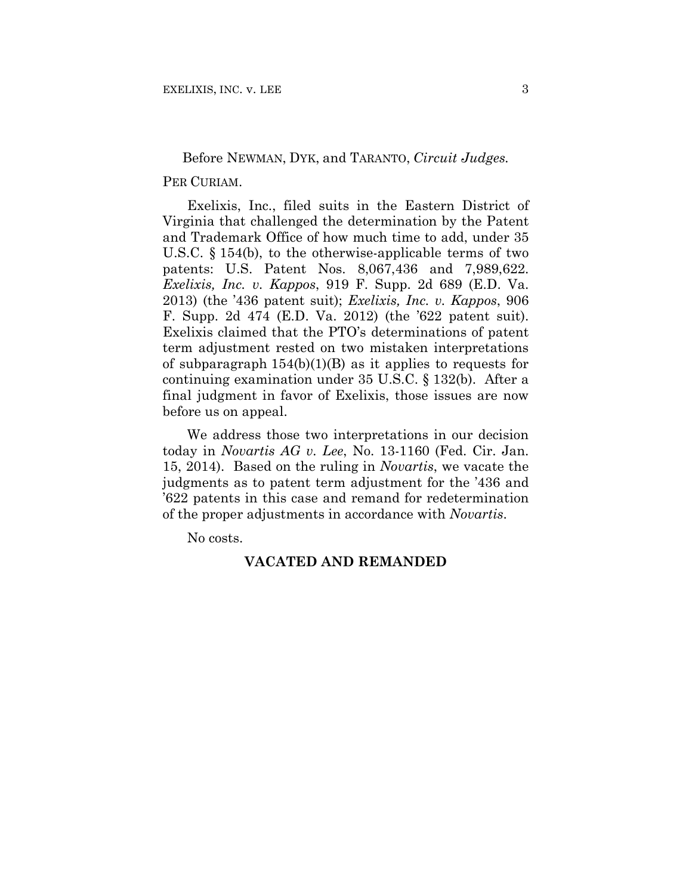Before NEWMAN, DYK, and TARANTO, *Circuit Judges.*

PER CURIAM.

Exelixis, Inc., filed suits in the Eastern District of Virginia that challenged the determination by the Patent and Trademark Office of how much time to add, under 35 U.S.C. § 154(b), to the otherwise-applicable terms of two patents: U.S. Patent Nos. 8,067,436 and 7,989,622. *Exelixis, Inc. v. Kappos*, 919 F. Supp. 2d 689 (E.D. Va. 2013) (the '436 patent suit); *Exelixis, Inc. v. Kappos*, 906 F. Supp. 2d 474 (E.D. Va. 2012) (the '622 patent suit). Exelixis claimed that the PTO's determinations of patent term adjustment rested on two mistaken interpretations of subparagraph 154(b)(1)(B) as it applies to requests for continuing examination under 35 U.S.C. § 132(b). After a final judgment in favor of Exelixis, those issues are now before us on appeal.

We address those two interpretations in our decision today in *Novartis AG v. Lee*, No. 13-1160 (Fed. Cir. Jan. 15, 2014). Based on the ruling in *Novartis*, we vacate the judgments as to patent term adjustment for the '436 and '622 patents in this case and remand for redetermination of the proper adjustments in accordance with *Novartis*.

No costs.

**VACATED AND REMANDED**